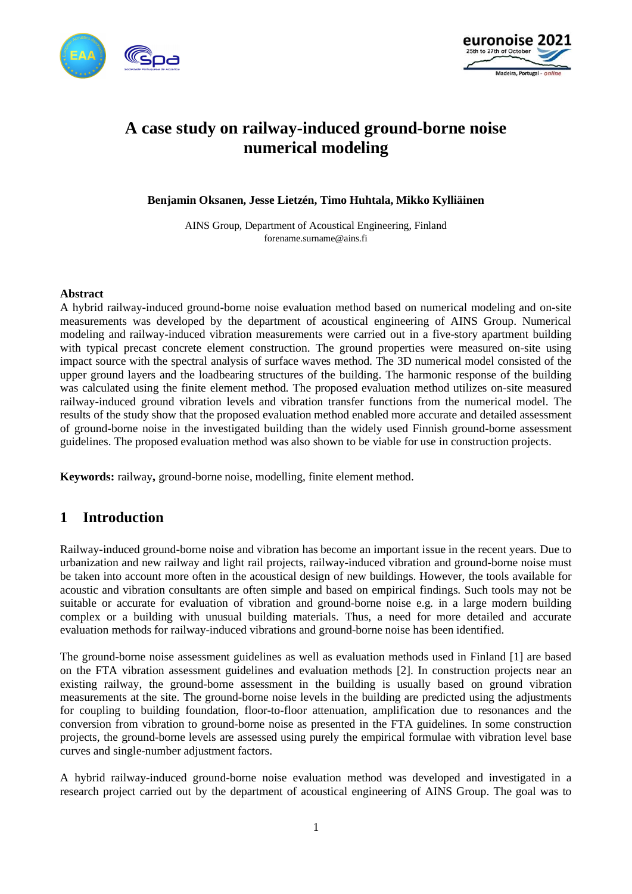# A case study on railway-induced ground-borne noise numerical modeling

**Benjamin Oksanen, Jesse Lietzén, Timo Huhtala, Mikko Kylliäinen**

AINS Group, Department of Acoustical Engineering, Finland
forename.surname@ains.fi

## Abstract

A hybrid railway-induced ground-borne noise evaluation method based on numerical modeling and on-site measurements was developed by the department of acoustical engineering of AINS Group. Numerical modeling and railway-induced vibration measurements were carried out in a five-story apartment building with typical precast concrete element construction. The ground properties were measured on-site using impact source with the spectral analysis of surface waves method. The 3D numerical model consisted of the upper ground layers and the loadbearing structures of the building. The harmonic response of the building was calculated using the finite element method. The proposed evaluation method utilizes on-site measured railway-induced ground vibration levels and vibration transfer functions from the numerical model. The results of the study show that the proposed evaluation method enabled more accurate and detailed assessment of ground-borne noise in the investigated building than the widely used Finnish ground-borne assessment guidelines. The proposed evaluation method was also shown to be viable for use in construction projects.

**Keywords:** railway**,** ground-borne noise, modelling, finite element method.

## 1 Introduction

Railway-induced ground-borne noise and vibration has become an important issue in the recent years. Due to urbanization and new railway and light rail projects, railway-induced vibration and ground-borne noise must be taken into account more often in the acoustical design of new buildings. However, the tools available for acoustic and vibration consultants are often simple and based on empirical findings. Such tools may not be suitable or accurate for evaluation of vibration and ground-borne noise e.g. in a large modern building complex or a building with unusual building materials. Thus, a need for more detailed and accurate evaluation methods for railway-induced vibrations and ground-borne noise has been identified.

The ground-borne noise assessment guidelines as well as evaluation methods used in Finland [1] are based on the FTA vibration assessment guidelines and evaluation methods [2]. In construction projects near an existing railway, the ground-borne assessment in the building is usually based on ground vibration measurements at the site. The ground-borne noise levels in the building are predicted using the adjustments for coupling to building foundation, floor-to-floor attenuation, amplification due to resonances and the conversion from vibration to ground-borne noise as presented in the FTA guidelines. In some construction projects, the ground-borne levels are assessed using purely the empirical formulae with vibration level base curves and single-number adjustment factors.

A hybrid railway-induced ground-borne noise evaluation method was developed and investigated in a research project carried out by the department of acoustical engineering of AINS Group. The goal was to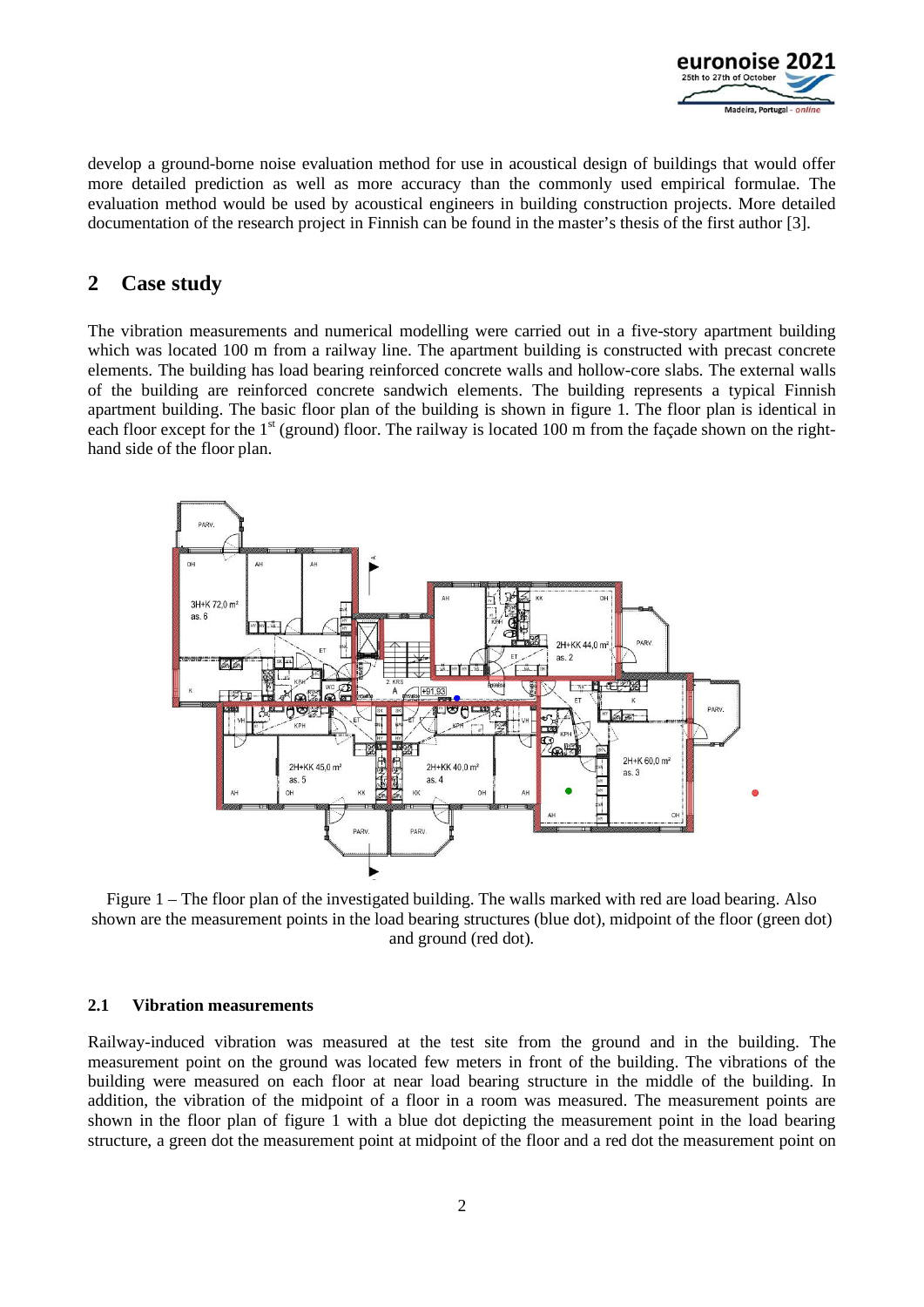develop a ground-borne noise evaluation method for use in acoustical design of buildings that would offer more detailed prediction as well as more accuracy than the commonly used empirical formulae. The evaluation method would be used by acoustical engineers in building construction projects. More detailed documentation of the research project in Finnish can be found in the master's thesis of the first author [3].

## 2 Case study

The vibration measurements and numerical modelling were carried out in a five-story apartment building which was located 100 m from a railway line. The apartment building is constructed with precast concrete elements. The building has load bearing reinforced concrete walls and hollow-core slabs. The external walls of the building are reinforced concrete sandwich elements. The building represents a typical Finnish apartment building. The basic floor plan of the building is shown in figure 1. The floor plan is identical in each floor except for the 1st (ground) floor. The railway is located 100 m from the façade shown on the right-hand side of the floor plan.

Figure 1 – The floor plan of the investigated building. The walls marked with red are load bearing. Also shown are the measurement points in the load bearing structures (blue dot), midpoint of the floor (green dot) and ground (red dot).

### 2.1 Vibration measurements

Railway-induced vibration was measured at the test site from the ground and in the building. The measurement point on the ground was located few meters in front of the building. The vibrations of the building were measured on each floor at near load bearing structure in the middle of the building. In addition, the vibration of the midpoint of a floor in a room was measured. The measurement points are shown in the floor plan of figure 1 with a blue dot depicting the measurement point in the load bearing structure, a green dot the measurement point at midpoint of the floor and a red dot the measurement point on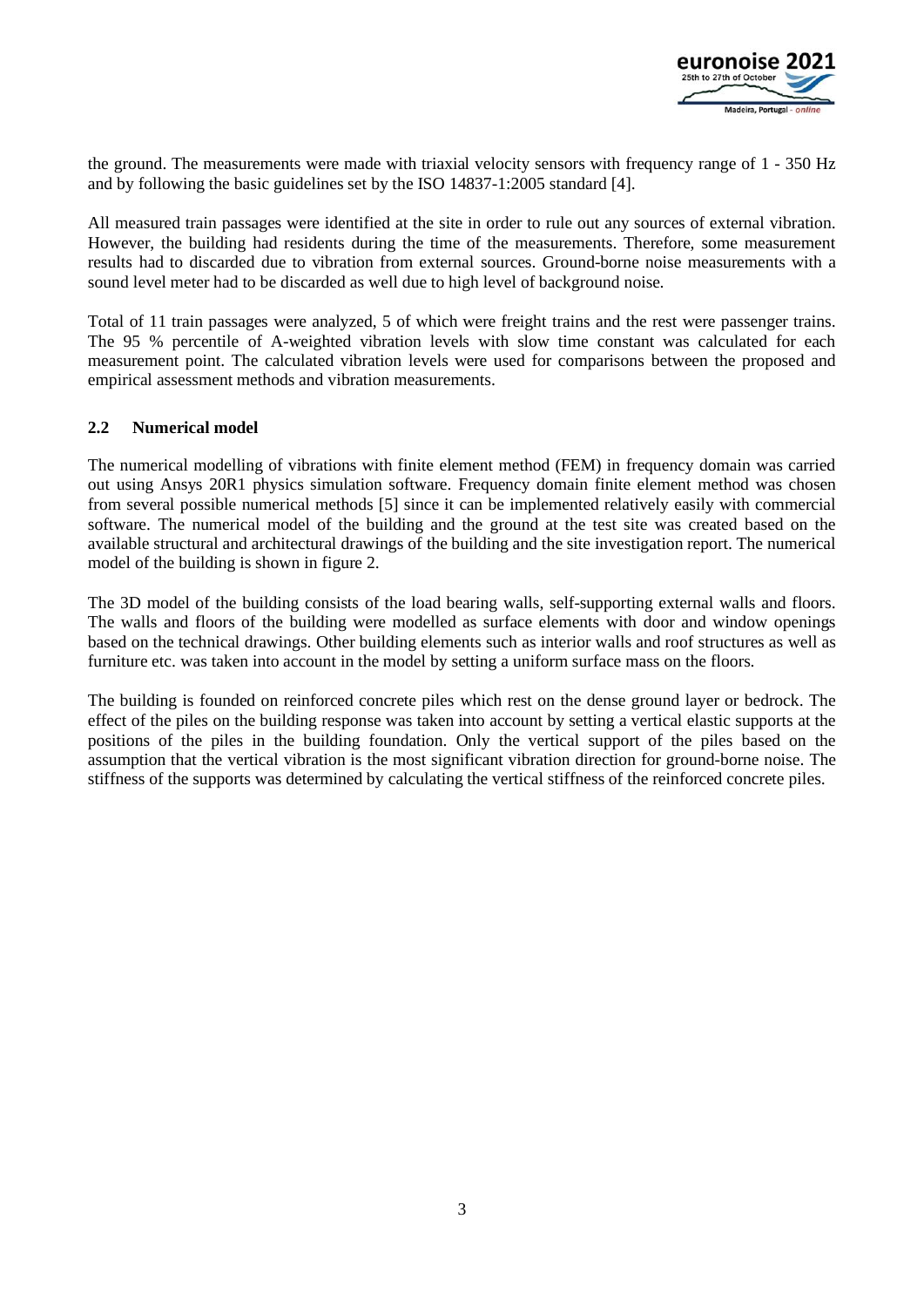the ground. The measurements were made with triaxial velocity sensors with frequency range of 1 - 350 Hz and by following the basic guidelines set by the ISO 14837-1:2005 standard [4].

All measured train passages were identified at the site in order to rule out any sources of external vibration. However, the building had residents during the time of the measurements. Therefore, some measurement results had to discarded due to vibration from external sources. Ground-borne noise measurements with a sound level meter had to be discarded as well due to high level of background noise.

Total of 11 train passages were analyzed, 5 of which were freight trains and the rest were passenger trains. The 95 % percentile of A-weighted vibration levels with slow time constant was calculated for each measurement point. The calculated vibration levels were used for comparisons between the proposed and empirical assessment methods and vibration measurements.

### 2.2 Numerical model

The numerical modelling of vibrations with finite element method (FEM) in frequency domain was carried out using Ansys 20R1 physics simulation software. Frequency domain finite element method was chosen from several possible numerical methods [5] since it can be implemented relatively easily with commercial software. The numerical model of the building and the ground at the test site was created based on the available structural and architectural drawings of the building and the site investigation report. The numerical model of the building is shown in figure 2.

The 3D model of the building consists of the load bearing walls, self-supporting external walls and floors. The walls and floors of the building were modelled as surface elements with door and window openings based on the technical drawings. Other building elements such as interior walls and roof structures as well as furniture etc. was taken into account in the model by setting a uniform surface mass on the floors.

The building is founded on reinforced concrete piles which rest on the dense ground layer or bedrock. The effect of the piles on the building response was taken into account by setting a vertical elastic supports at the positions of the piles in the building foundation. Only the vertical support of the piles based on the assumption that the vertical vibration is the most significant vibration direction for ground-borne noise. The stiffness of the supports was determined by calculating the vertical stiffness of the reinforced concrete piles.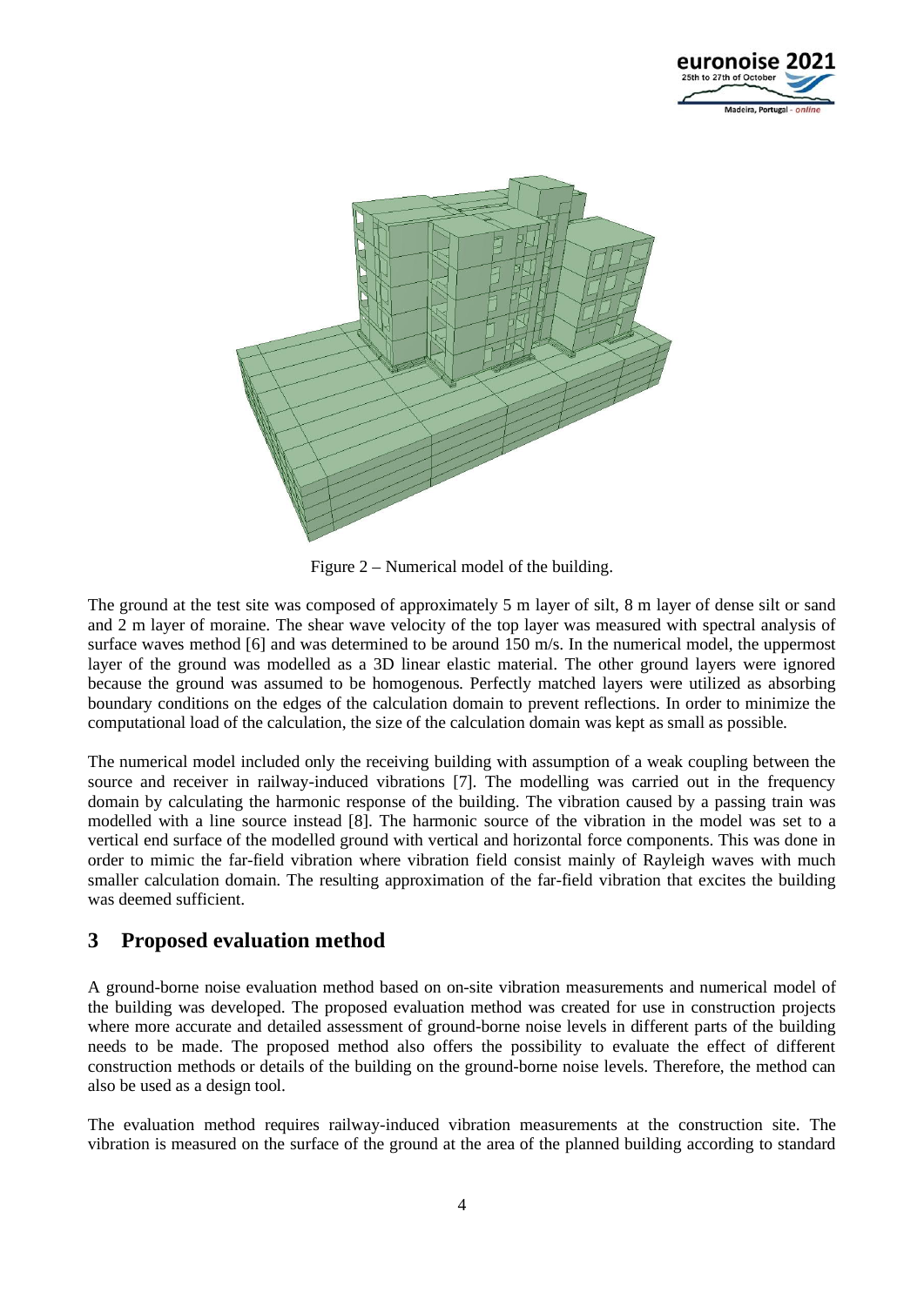Figure 2 – Numerical model of the building.

The ground at the test site was composed of approximately 5 m layer of silt, 8 m layer of dense silt or sand and 2 m layer of moraine. The shear wave velocity of the top layer was measured with spectral analysis of surface waves method [6] and was determined to be around 150 m/s. In the numerical model, the uppermost layer of the ground was modelled as a 3D linear elastic material. The other ground layers were ignored because the ground was assumed to be homogenous. Perfectly matched layers were utilized as absorbing boundary conditions on the edges of the calculation domain to prevent reflections. In order to minimize the computational load of the calculation, the size of the calculation domain was kept as small as possible.

The numerical model included only the receiving building with assumption of a weak coupling between the source and receiver in railway-induced vibrations [7]. The modelling was carried out in the frequency domain by calculating the harmonic response of the building. The vibration caused by a passing train was modelled with a line source instead [8]. The harmonic source of the vibration in the model was set to a vertical end surface of the modelled ground with vertical and horizontal force components. This was done in order to mimic the far-field vibration where vibration field consist mainly of Rayleigh waves with much smaller calculation domain. The resulting approximation of the far-field vibration that excites the building was deemed sufficient.

## 3 Proposed evaluation method

A ground-borne noise evaluation method based on on-site vibration measurements and numerical model of the building was developed. The proposed evaluation method was created for use in construction projects where more accurate and detailed assessment of ground-borne noise levels in different parts of the building needs to be made. The proposed method also offers the possibility to evaluate the effect of different construction methods or details of the building on the ground-borne noise levels. Therefore, the method can also be used as a design tool.

The evaluation method requires railway-induced vibration measurements at the construction site. The vibration is measured on the surface of the ground at the area of the planned building according to standard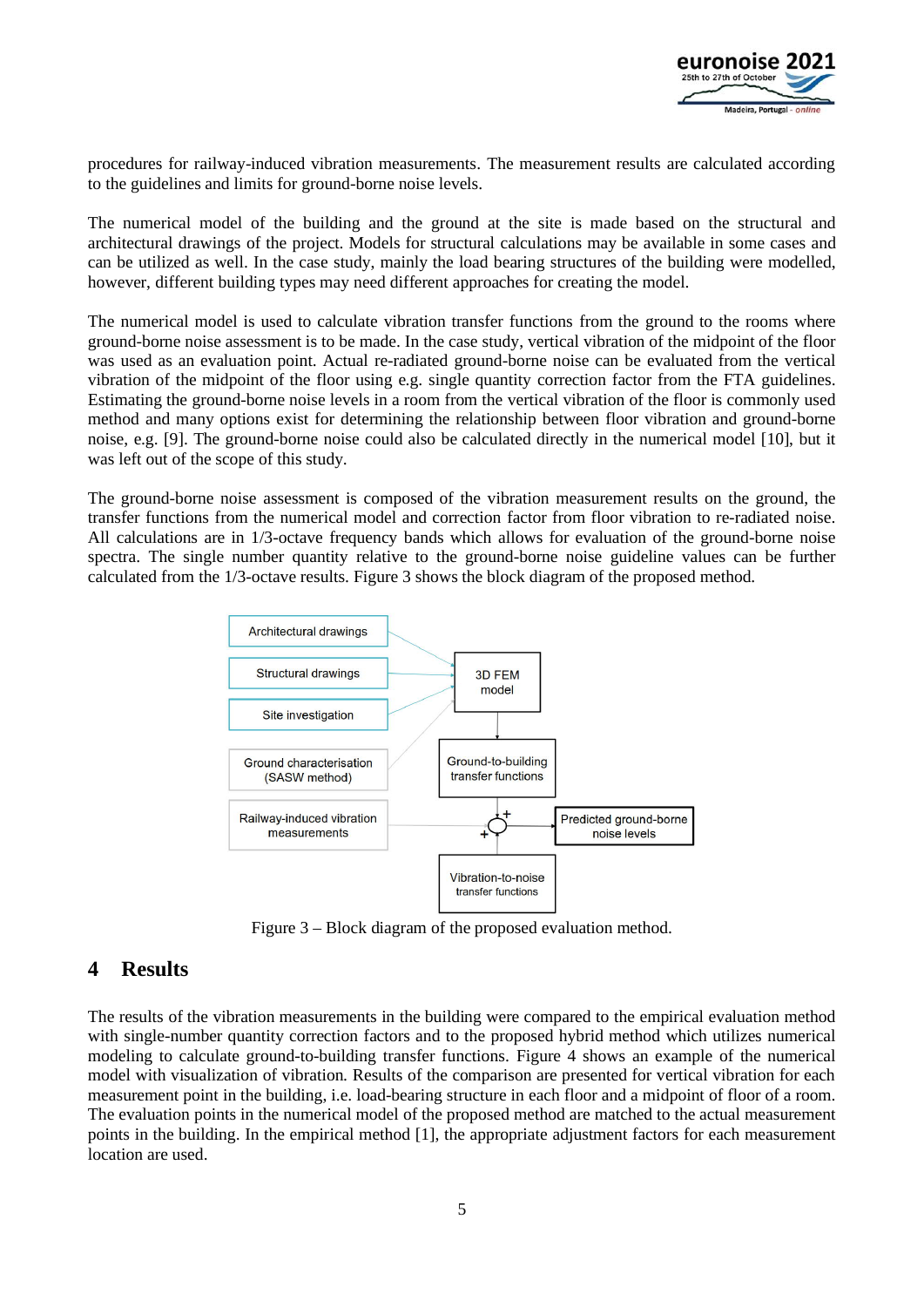procedures for railway-induced vibration measurements. The measurement results are calculated according to the guidelines and limits for ground-borne noise levels.

The numerical model of the building and the ground at the site is made based on the structural and architectural drawings of the project. Models for structural calculations may be available in some cases and can be utilized as well. In the case study, mainly the load bearing structures of the building were modelled, however, different building types may need different approaches for creating the model.

The numerical model is used to calculate vibration transfer functions from the ground to the rooms where ground-borne noise assessment is to be made. In the case study, vertical vibration of the midpoint of the floor was used as an evaluation point. Actual re-radiated ground-borne noise can be evaluated from the vertical vibration of the midpoint of the floor using e.g. single quantity correction factor from the FTA guidelines. Estimating the ground-borne noise levels in a room from the vertical vibration of the floor is commonly used method and many options exist for determining the relationship between floor vibration and ground-borne noise, e.g. [9]. The ground-borne noise could also be calculated directly in the numerical model [10], but it was left out of the scope of this study.

The ground-borne noise assessment is composed of the vibration measurement results on the ground, the transfer functions from the numerical model and correction factor from floor vibration to re-radiated noise. All calculations are in 1/3-octave frequency bands which allows for evaluation of the ground-borne noise spectra. The single number quantity relative to the ground-borne noise guideline values can be further calculated from the 1/3-octave results. Figure 3 shows the block diagram of the proposed method.

Architectural drawings

Structural drawings

Site investigation

Ground characterisation (SASW method)

Railway-induced vibration measurements

3D FEM model

Ground-to-building transfer functions

+

+

Predicted ground-borne noise levels

Vibration-to-noise transfer functions

Figure 3 – Block diagram of the proposed evaluation method.

## 4 Results

The results of the vibration measurements in the building were compared to the empirical evaluation method with single-number quantity correction factors and to the proposed hybrid method which utilizes numerical modeling to calculate ground-to-building transfer functions. Figure 4 shows an example of the numerical model with visualization of vibration. Results of the comparison are presented for vertical vibration for each measurement point in the building, i.e. load-bearing structure in each floor and a midpoint of floor of a room. The evaluation points in the numerical model of the proposed method are matched to the actual measurement points in the building. In the empirical method [1], the appropriate adjustment factors for each measurement location are used.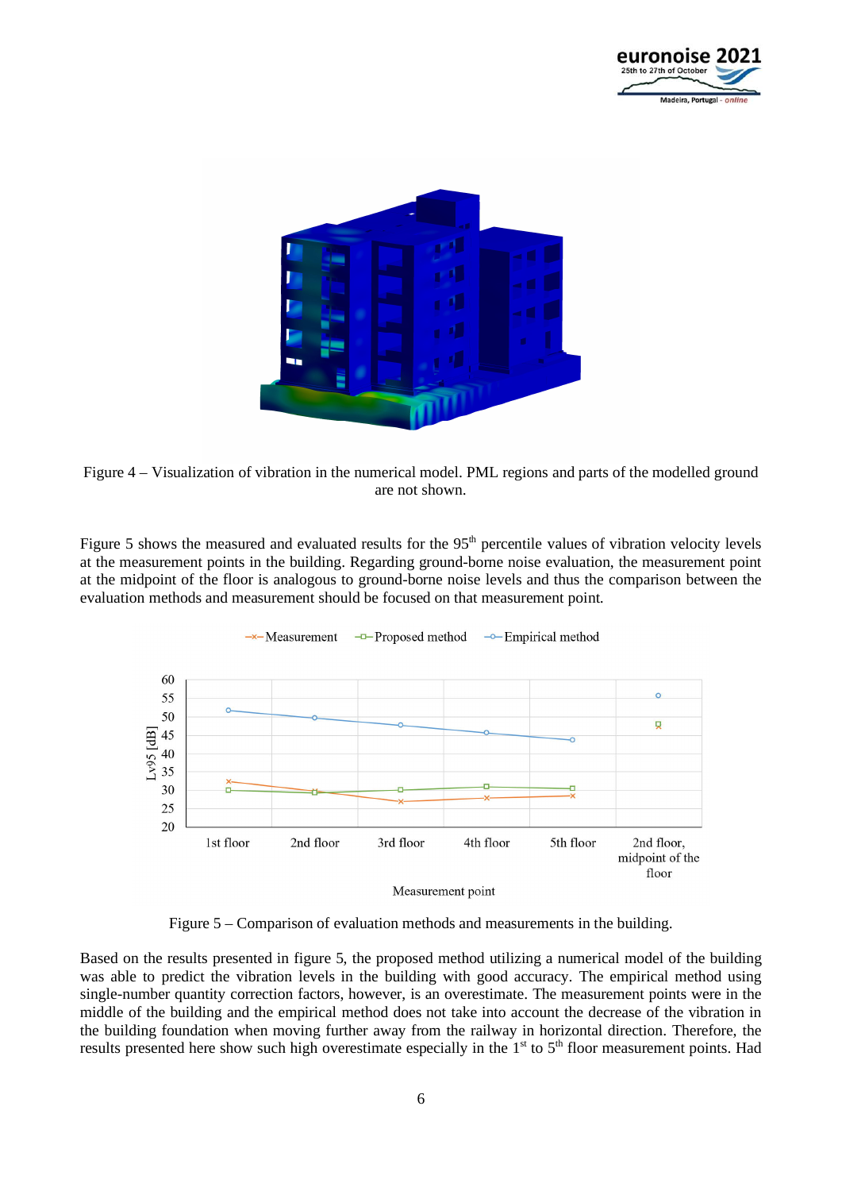Figure 4 – Visualization of vibration in the numerical model. PML regions and parts of the modelled ground are not shown.

Figure 5 shows the measured and evaluated results for the 95[th] percentile values of vibration velocity levels at the measurement points in the building. Regarding ground-borne noise evaluation, the measurement point at the midpoint of the floor is analogous to ground-borne noise levels and thus the comparison between the evaluation methods and measurement should be focused on that measurement point.

Measurement
Proposed method
Empirical method

Lv95 [dB]

60
55
50
45
40
35
30
25
20

1st floor
2nd floor
3rd floor
4th floor
5th floor
2nd floor, midpoint of the floor

Measurement point

Figure 5 – Comparison of evaluation methods and measurements in the building.

Based on the results presented in figure 5, the proposed method utilizing a numerical model of the building was able to predict the vibration levels in the building with good accuracy. The empirical method using single-number quantity correction factors, however, is an overestimate. The measurement points were in the middle of the building and the empirical method does not take into account the decrease of the vibration in the building foundation when moving further away from the railway in horizontal direction. Therefore, the results presented here show such high overestimate especially in the 1[st] to 5[th] floor measurement points. Had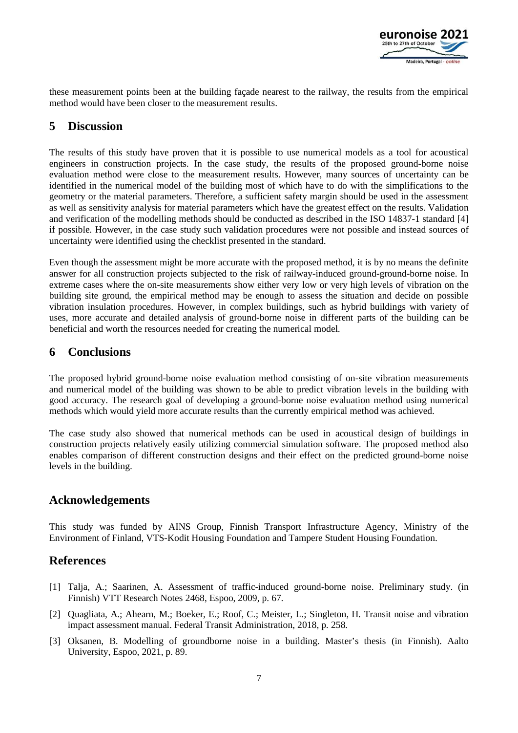these measurement points been at the building façade nearest to the railway, the results from the empirical method would have been closer to the measurement results.

## 5 Discussion

The results of this study have proven that it is possible to use numerical models as a tool for acoustical engineers in construction projects. In the case study, the results of the proposed ground-borne noise evaluation method were close to the measurement results. However, many sources of uncertainty can be identified in the numerical model of the building most of which have to do with the simplifications to the geometry or the material parameters. Therefore, a sufficient safety margin should be used in the assessment as well as sensitivity analysis for material parameters which have the greatest effect on the results. Validation and verification of the modelling methods should be conducted as described in the ISO 14837-1 standard [4] if possible. However, in the case study such validation procedures were not possible and instead sources of uncertainty were identified using the checklist presented in the standard.

Even though the assessment might be more accurate with the proposed method, it is by no means the definite answer for all construction projects subjected to the risk of railway-induced ground-ground-borne noise. In extreme cases where the on-site measurements show either very low or very high levels of vibration on the building site ground, the empirical method may be enough to assess the situation and decide on possible vibration insulation procedures. However, in complex buildings, such as hybrid buildings with variety of uses, more accurate and detailed analysis of ground-borne noise in different parts of the building can be beneficial and worth the resources needed for creating the numerical model.

## 6 Conclusions

The proposed hybrid ground-borne noise evaluation method consisting of on-site vibration measurements and numerical model of the building was shown to be able to predict vibration levels in the building with good accuracy. The research goal of developing a ground-borne noise evaluation method using numerical methods which would yield more accurate results than the currently empirical method was achieved.

The case study also showed that numerical methods can be used in acoustical design of buildings in construction projects relatively easily utilizing commercial simulation software. The proposed method also enables comparison of different construction designs and their effect on the predicted ground-borne noise levels in the building.

## Acknowledgements

This study was funded by AINS Group, Finnish Transport Infrastructure Agency, Ministry of the Environment of Finland, VTS-Kodit Housing Foundation and Tampere Student Housing Foundation.

## References

[1] Talja, A.; Saarinen, A. Assessment of traffic-induced ground-borne noise. Preliminary study. (in Finnish) VTT Research Notes 2468, Espoo, 2009, p. 67.

[2] Quagliata, A.; Ahearn, M.; Boeker, E.; Roof, C.; Meister, L.; Singleton, H. Transit noise and vibration impact assessment manual. Federal Transit Administration, 2018, p. 258.

[3] Oksanen, B. Modelling of groundborne noise in a building. Master's thesis (in Finnish). Aalto University, Espoo, 2021, p. 89.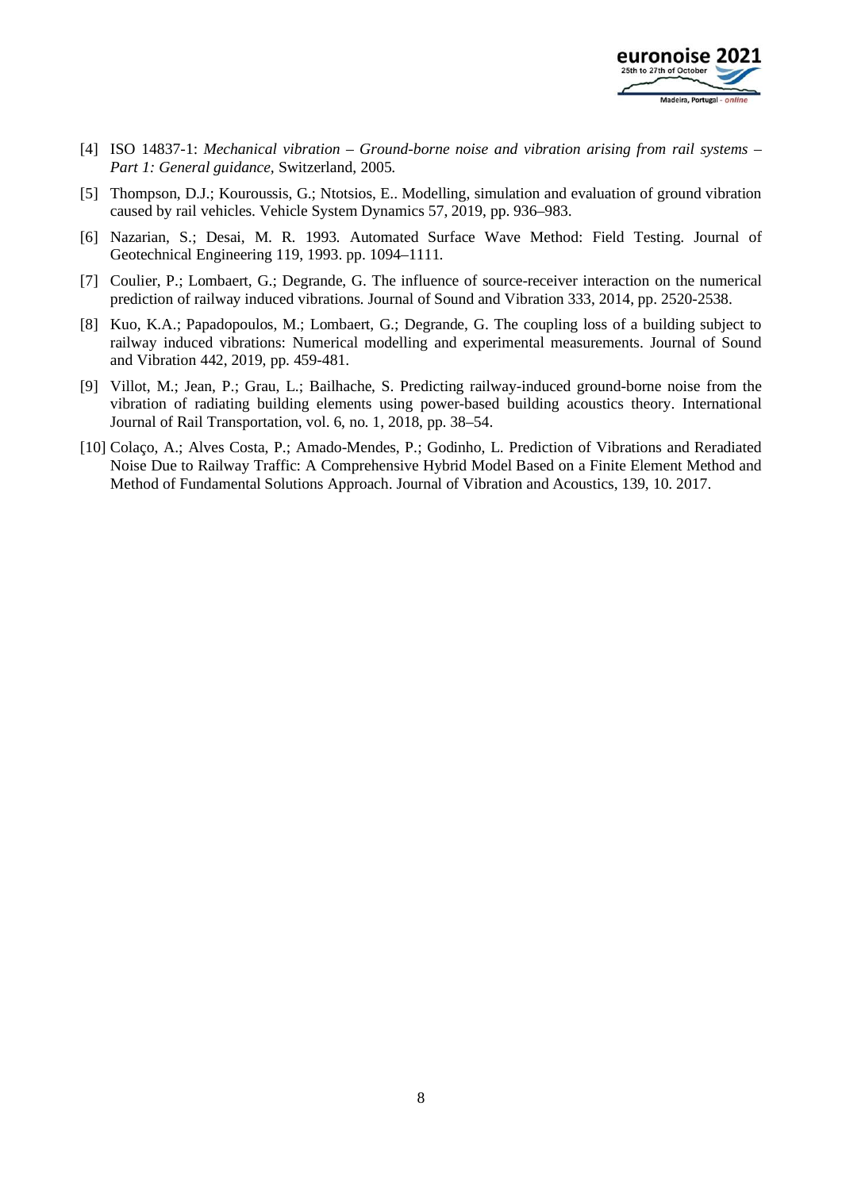[4] ISO 14837-1: *Mechanical vibration – Ground-borne noise and vibration arising from rail systems – Part 1: General guidance*, Switzerland, 2005.

[5] Thompson, D.J.; Kouroussis, G.; Ntotsios, E.. Modelling, simulation and evaluation of ground vibration caused by rail vehicles. Vehicle System Dynamics 57, 2019, pp. 936–983.

[6] Nazarian, S.; Desai, M. R. 1993. Automated Surface Wave Method: Field Testing. Journal of Geotechnical Engineering 119, 1993. pp. 1094–1111.

[7] Coulier, P.; Lombaert, G.; Degrande, G. The influence of source-receiver interaction on the numerical prediction of railway induced vibrations. Journal of Sound and Vibration 333, 2014, pp. 2520-2538.

[8] Kuo, K.A.; Papadopoulos, M.; Lombaert, G.; Degrande, G. The coupling loss of a building subject to railway induced vibrations: Numerical modelling and experimental measurements. Journal of Sound and Vibration 442, 2019, pp. 459-481.

[9] Villot, M.; Jean, P.; Grau, L.; Bailhache, S. Predicting railway-induced ground-borne noise from the vibration of radiating building elements using power-based building acoustics theory. International Journal of Rail Transportation, vol. 6, no. 1, 2018, pp. 38–54.

[10] Colaço, A.; Alves Costa, P.; Amado-Mendes, P.; Godinho, L. Prediction of Vibrations and Reradiated Noise Due to Railway Traffic: A Comprehensive Hybrid Model Based on a Finite Element Method and Method of Fundamental Solutions Approach. Journal of Vibration and Acoustics, 139, 10. 2017.